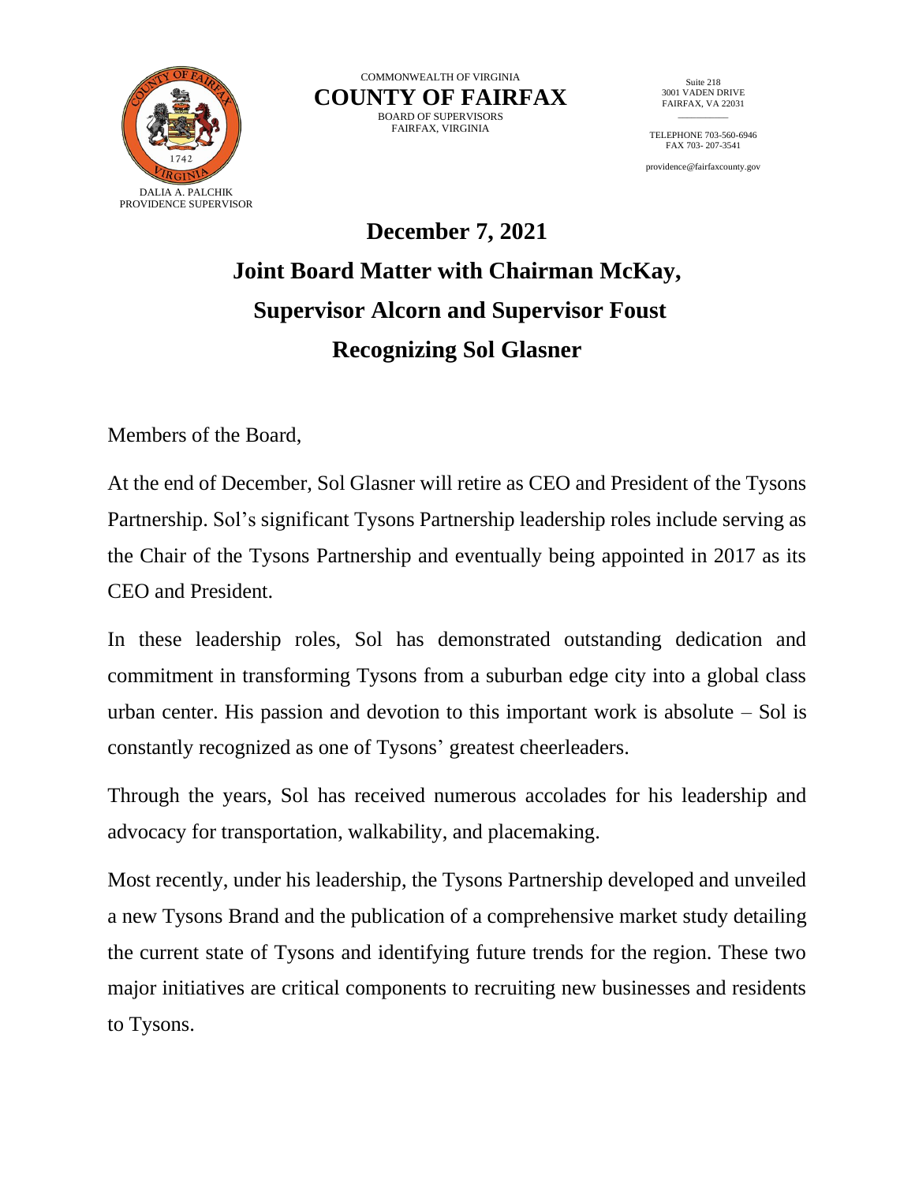COMMONWEALTH OF VIRGINIA

**COUNTY OF FAIRFAX**

BOARD OF SUPERVISORS
FAIRFAX, VIRGINIA

DALIA A. PALCHIK
PROVIDENCE SUPERVISOR

Suite 218
3001 VADEN DRIVE
FAIRFAX, VA 22031

TELEPHONE 703-560-6946
FAX 703- 207-3541

providence@fairfaxcounty.gov

# December 7, 2021
# Joint Board Matter with Chairman McKay, Supervisor Alcorn and Supervisor Foust
# Recognizing Sol Glasner

Members of the Board,

At the end of December, Sol Glasner will retire as CEO and President of the Tysons Partnership. Sol's significant Tysons Partnership leadership roles include serving as the Chair of the Tysons Partnership and eventually being appointed in 2017 as its CEO and President.

In these leadership roles, Sol has demonstrated outstanding dedication and commitment in transforming Tysons from a suburban edge city into a global class urban center. His passion and devotion to this important work is absolute – Sol is constantly recognized as one of Tysons' greatest cheerleaders.

Through the years, Sol has received numerous accolades for his leadership and advocacy for transportation, walkability, and placemaking.

Most recently, under his leadership, the Tysons Partnership developed and unveiled a new Tysons Brand and the publication of a comprehensive market study detailing the current state of Tysons and identifying future trends for the region. These two major initiatives are critical components to recruiting new businesses and residents to Tysons.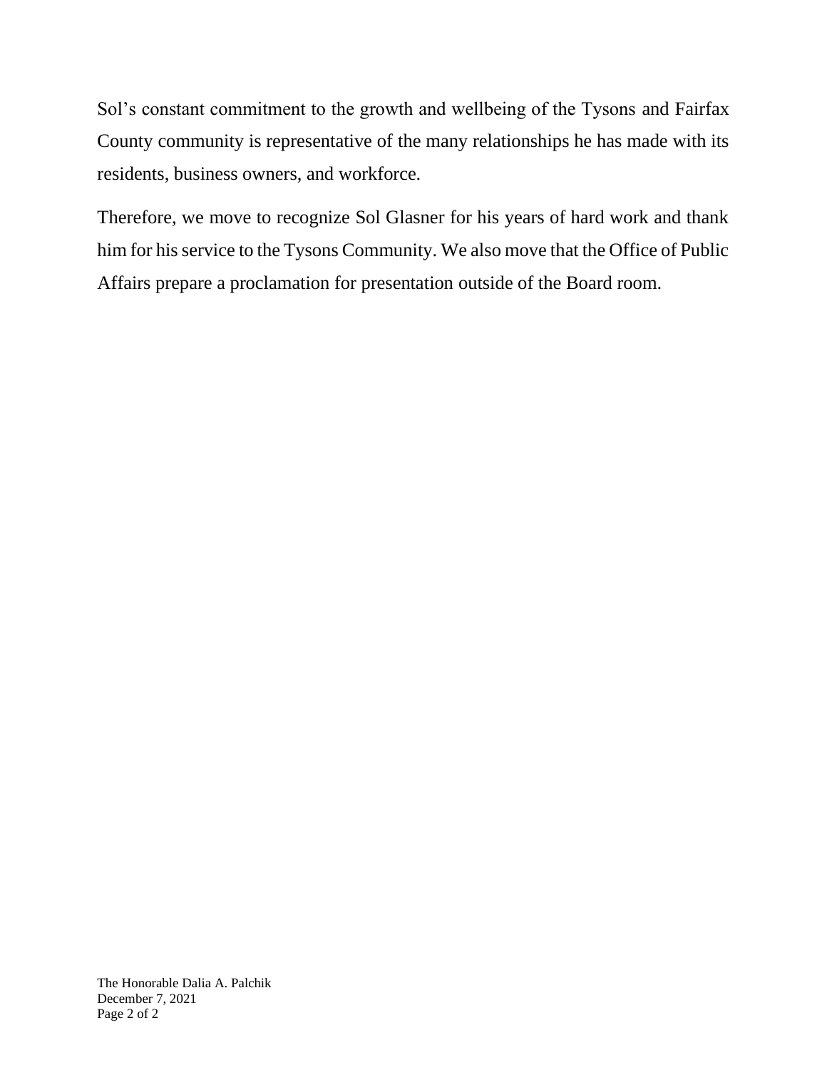Sol's constant commitment to the growth and wellbeing of the Tysons and Fairfax County community is representative of the many relationships he has made with its residents, business owners, and workforce.

Therefore, we move to recognize Sol Glasner for his years of hard work and thank him for his service to the Tysons Community. We also move that the Office of Public Affairs prepare a proclamation for presentation outside of the Board room.